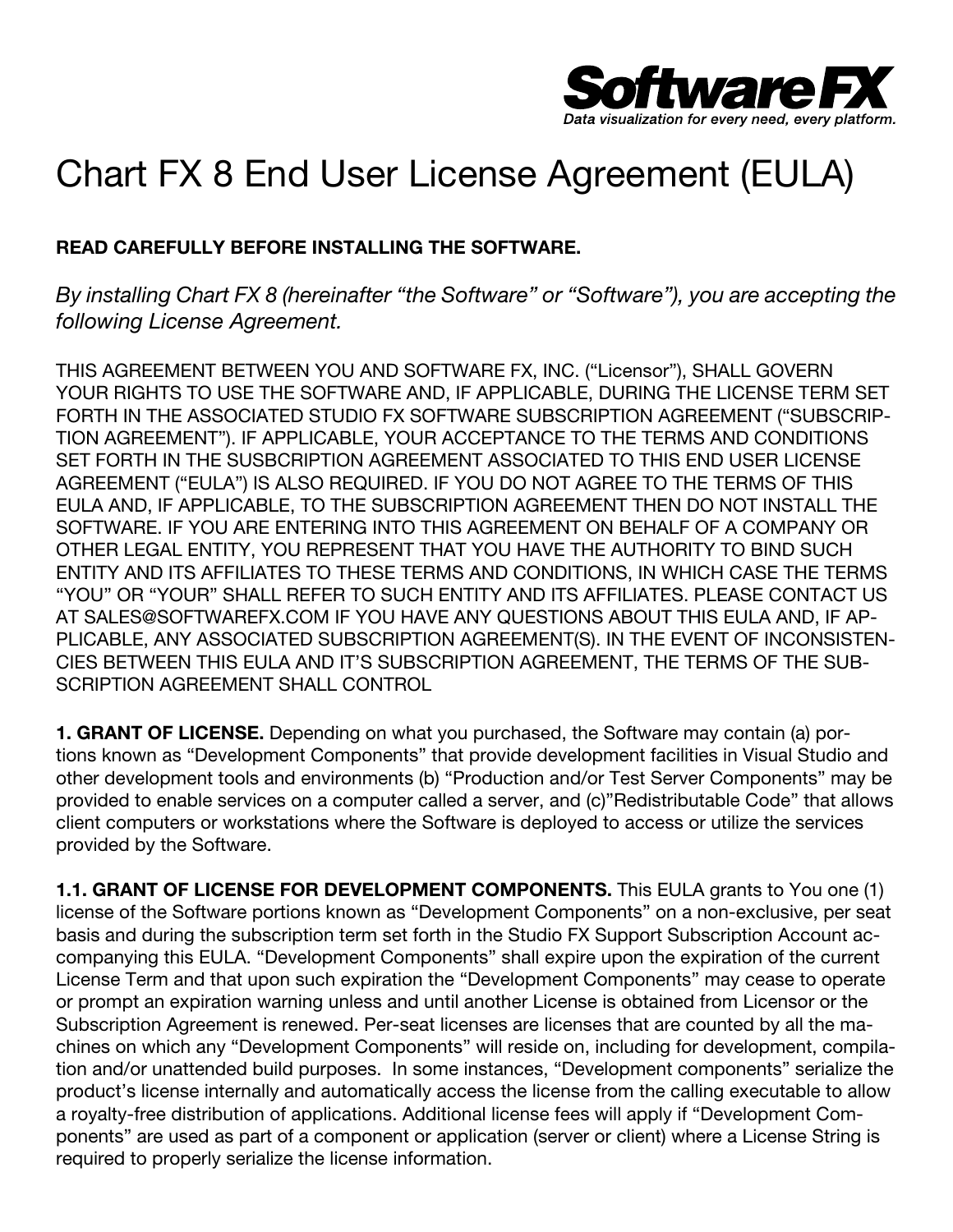# Chart FX 8 End User License Agreement (EULA)

**READ CAREFULLY BEFORE INSTALLING THE SOFTWARE.**

*By installing Chart FX 8 (hereinafter "the Software" or "Software"), you are accepting the following License Agreement.*

THIS AGREEMENT BETWEEN YOU AND SOFTWARE FX, INC. ("Licensor"), SHALL GOVERN YOUR RIGHTS TO USE THE SOFTWARE AND, IF APPLICABLE, DURING THE LICENSE TERM SET FORTH IN THE ASSOCIATED STUDIO FX SOFTWARE SUBSCRIPTION AGREEMENT ("SUBSCRIPTION AGREEMENT"). IF APPLICABLE, YOUR ACCEPTANCE TO THE TERMS AND CONDITIONS SET FORTH IN THE SUSBCRIPTION AGREEMENT ASSOCIATED TO THIS END USER LICENSE AGREEMENT ("EULA") IS ALSO REQUIRED. IF YOU DO NOT AGREE TO THE TERMS OF THIS EULA AND, IF APPLICABLE, TO THE SUBSCRIPTION AGREEMENT THEN DO NOT INSTALL THE SOFTWARE. IF YOU ARE ENTERING INTO THIS AGREEMENT ON BEHALF OF A COMPANY OR OTHER LEGAL ENTITY, YOU REPRESENT THAT YOU HAVE THE AUTHORITY TO BIND SUCH ENTITY AND ITS AFFILIATES TO THESE TERMS AND CONDITIONS, IN WHICH CASE THE TERMS "YOU" OR "YOUR" SHALL REFER TO SUCH ENTITY AND ITS AFFILIATES. PLEASE CONTACT US AT SALES@SOFTWAREFX.COM IF YOU HAVE ANY QUESTIONS ABOUT THIS EULA AND, IF APPLICABLE, ANY ASSOCIATED SUBSCRIPTION AGREEMENT(S). IN THE EVENT OF INCONSISTENCIES BETWEEN THIS EULA AND IT'S SUBSCRIPTION AGREEMENT, THE TERMS OF THE SUBSCRIPTION AGREEMENT SHALL CONTROL

**1. GRANT OF LICENSE.** Depending on what you purchased, the Software may contain (a) portions known as "Development Components" that provide development facilities in Visual Studio and other development tools and environments (b) "Production and/or Test Server Components" may be provided to enable services on a computer called a server, and (c)"Redistributable Code" that allows client computers or workstations where the Software is deployed to access or utilize the services provided by the Software.

**1.1. GRANT OF LICENSE FOR DEVELOPMENT COMPONENTS.** This EULA grants to You one (1) license of the Software portions known as "Development Components" on a non-exclusive, per seat basis and during the subscription term set forth in the Studio FX Support Subscription Account accompanying this EULA. "Development Components" shall expire upon the expiration of the current License Term and that upon such expiration the "Development Components" may cease to operate or prompt an expiration warning unless and until another License is obtained from Licensor or the Subscription Agreement is renewed. Per-seat licenses are licenses that are counted by all the machines on which any "Development Components" will reside on, including for development, compilation and/or unattended build purposes. In some instances, "Development components" serialize the product's license internally and automatically access the license from the calling executable to allow a royalty-free distribution of applications. Additional license fees will apply if "Development Components" are used as part of a component or application (server or client) where a License String is required to properly serialize the license information.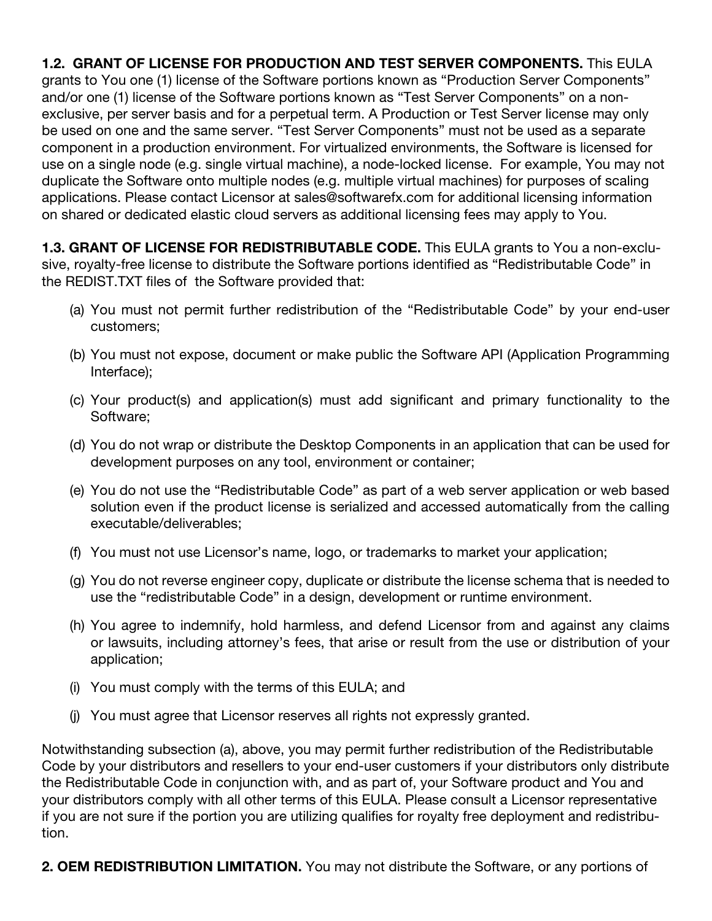**1.2. GRANT OF LICENSE FOR PRODUCTION AND TEST SERVER COMPONENTS.** This EULA grants to You one (1) license of the Software portions known as “Production Server Components” and/or one (1) license of the Software portions known as “Test Server Components” on a non-exclusive, per server basis and for a perpetual term. A Production or Test Server license may only be used on one and the same server. “Test Server Components” must not be used as a separate component in a production environment. For virtualized environments, the Software is licensed for use on a single node (e.g. single virtual machine), a node-locked license. For example, You may not duplicate the Software onto multiple nodes (e.g. multiple virtual machines) for purposes of scaling applications. Please contact Licensor at sales@softwarefx.com for additional licensing information on shared or dedicated elastic cloud servers as additional licensing fees may apply to You.

**1.3. GRANT OF LICENSE FOR REDISTRIBUTABLE CODE.** This EULA grants to You a non-exclusive, royalty-free license to distribute the Software portions identified as “Redistributable Code” in the REDIST.TXT files of the Software provided that:

(a) You must not permit further redistribution of the “Redistributable Code” by your end-user customers;

(b) You must not expose, document or make public the Software API (Application Programming Interface);

(c) Your product(s) and application(s) must add significant and primary functionality to the Software;

(d) You do not wrap or distribute the Desktop Components in an application that can be used for development purposes on any tool, environment or container;

(e) You do not use the “Redistributable Code” as part of a web server application or web based solution even if the product license is serialized and accessed automatically from the calling executable/deliverables;

(f) You must not use Licensor’s name, logo, or trademarks to market your application;

(g) You do not reverse engineer copy, duplicate or distribute the license schema that is needed to use the “redistributable Code” in a design, development or runtime environment.

(h) You agree to indemnify, hold harmless, and defend Licensor from and against any claims or lawsuits, including attorney’s fees, that arise or result from the use or distribution of your application;

(i) You must comply with the terms of this EULA; and

(j) You must agree that Licensor reserves all rights not expressly granted.

Notwithstanding subsection (a), above, you may permit further redistribution of the Redistributable Code by your distributors and resellers to your end-user customers if your distributors only distribute the Redistributable Code in conjunction with, and as part of, your Software product and You and your distributors comply with all other terms of this EULA. Please consult a Licensor representative if you are not sure if the portion you are utilizing qualifies for royalty free deployment and redistribution.

**2. OEM REDISTRIBUTION LIMITATION.** You may not distribute the Software, or any portions of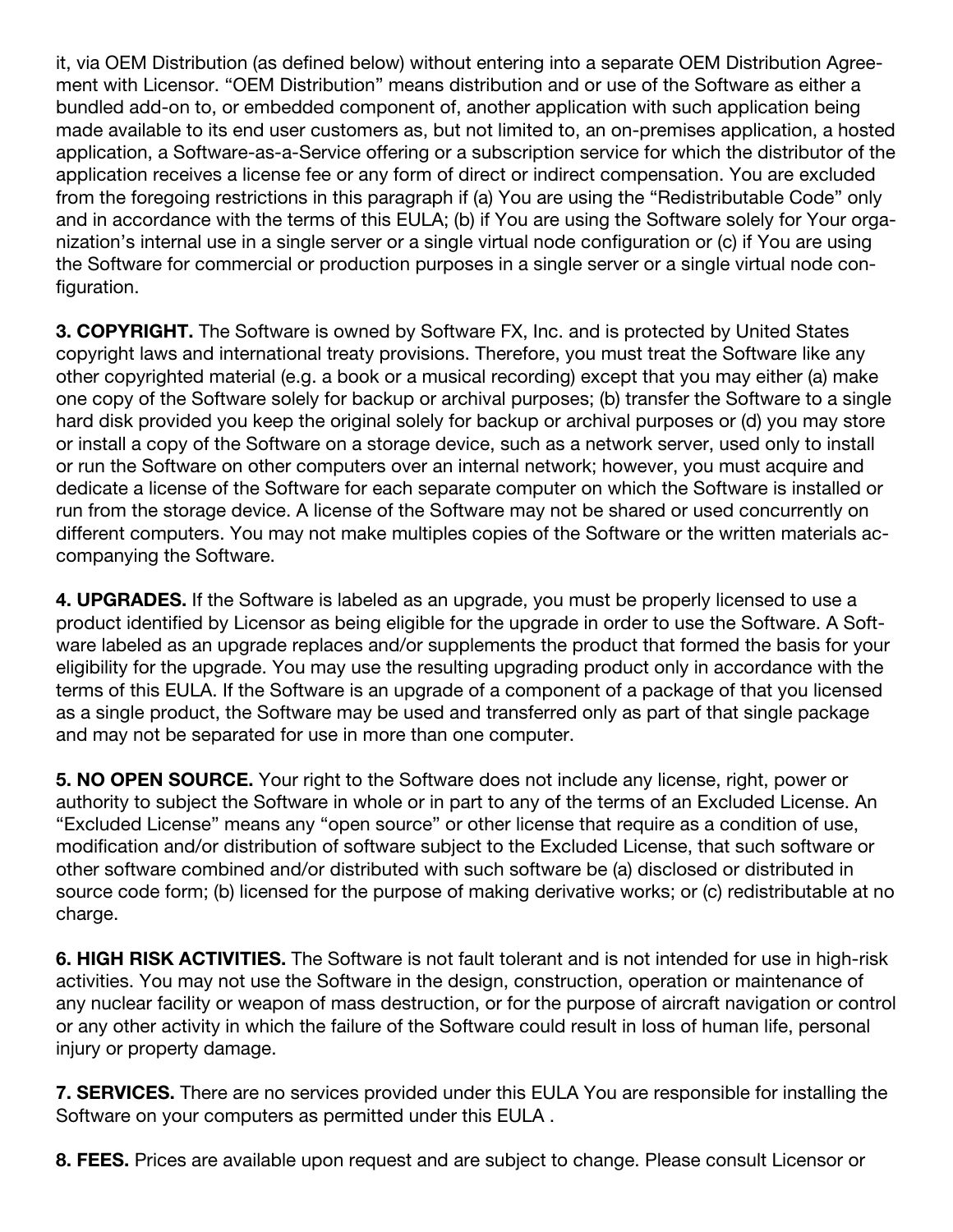it, via OEM Distribution (as defined below) without entering into a separate OEM Distribution Agreement with Licensor. “OEM Distribution” means distribution and or use of the Software as either a bundled add-on to, or embedded component of, another application with such application being made available to its end user customers as, but not limited to, an on-premises application, a hosted application, a Software-as-a-Service offering or a subscription service for which the distributor of the application receives a license fee or any form of direct or indirect compensation. You are excluded from the foregoing restrictions in this paragraph if (a) You are using the “Redistributable Code” only and in accordance with the terms of this EULA; (b) if You are using the Software solely for Your organization’s internal use in a single server or a single virtual node configuration or (c) if You are using the Software for commercial or production purposes in a single server or a single virtual node configuration.

**3. COPYRIGHT.** The Software is owned by Software FX, Inc. and is protected by United States copyright laws and international treaty provisions. Therefore, you must treat the Software like any other copyrighted material (e.g. a book or a musical recording) except that you may either (a) make one copy of the Software solely for backup or archival purposes; (b) transfer the Software to a single hard disk provided you keep the original solely for backup or archival purposes or (d) you may store or install a copy of the Software on a storage device, such as a network server, used only to install or run the Software on other computers over an internal network; however, you must acquire and dedicate a license of the Software for each separate computer on which the Software is installed or run from the storage device. A license of the Software may not be shared or used concurrently on different computers. You may not make multiples copies of the Software or the written materials accompanying the Software.

**4. UPGRADES.** If the Software is labeled as an upgrade, you must be properly licensed to use a product identified by Licensor as being eligible for the upgrade in order to use the Software. A Software labeled as an upgrade replaces and/or supplements the product that formed the basis for your eligibility for the upgrade. You may use the resulting upgrading product only in accordance with the terms of this EULA. If the Software is an upgrade of a component of a package of that you licensed as a single product, the Software may be used and transferred only as part of that single package and may not be separated for use in more than one computer.

**5. NO OPEN SOURCE.** Your right to the Software does not include any license, right, power or authority to subject the Software in whole or in part to any of the terms of an Excluded License. An “Excluded License” means any “open source” or other license that require as a condition of use, modification and/or distribution of software subject to the Excluded License, that such software or other software combined and/or distributed with such software be (a) disclosed or distributed in source code form; (b) licensed for the purpose of making derivative works; or (c) redistributable at no charge.

**6. HIGH RISK ACTIVITIES.** The Software is not fault tolerant and is not intended for use in high-risk activities. You may not use the Software in the design, construction, operation or maintenance of any nuclear facility or weapon of mass destruction, or for the purpose of aircraft navigation or control or any other activity in which the failure of the Software could result in loss of human life, personal injury or property damage.

**7. SERVICES.** There are no services provided under this EULA You are responsible for installing the Software on your computers as permitted under this EULA .

**8. FEES.** Prices are available upon request and are subject to change. Please consult Licensor or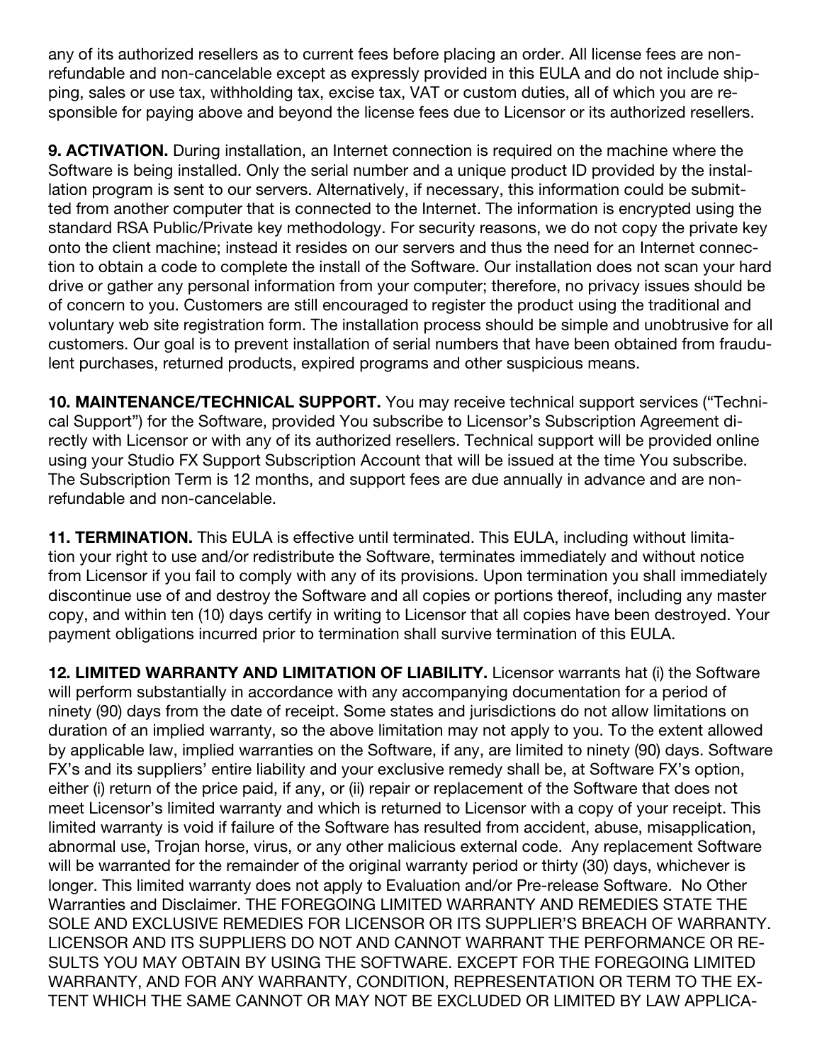any of its authorized resellers as to current fees before placing an order. All license fees are non-refundable and non-cancelable except as expressly provided in this EULA and do not include shipping, sales or use tax, withholding tax, excise tax, VAT or custom duties, all of which you are responsible for paying above and beyond the license fees due to Licensor or its authorized resellers.

**9. ACTIVATION.** During installation, an Internet connection is required on the machine where the Software is being installed. Only the serial number and a unique product ID provided by the installation program is sent to our servers. Alternatively, if necessary, this information could be submitted from another computer that is connected to the Internet. The information is encrypted using the standard RSA Public/Private key methodology. For security reasons, we do not copy the private key onto the client machine; instead it resides on our servers and thus the need for an Internet connection to obtain a code to complete the install of the Software. Our installation does not scan your hard drive or gather any personal information from your computer; therefore, no privacy issues should be of concern to you. Customers are still encouraged to register the product using the traditional and voluntary web site registration form. The installation process should be simple and unobtrusive for all customers. Our goal is to prevent installation of serial numbers that have been obtained from fraudulent purchases, returned products, expired programs and other suspicious means.

**10. MAINTENANCE/TECHNICAL SUPPORT.** You may receive technical support services ("Technical Support") for the Software, provided You subscribe to Licensor's Subscription Agreement directly with Licensor or with any of its authorized resellers. Technical support will be provided online using your Studio FX Support Subscription Account that will be issued at the time You subscribe. The Subscription Term is 12 months, and support fees are due annually in advance and are non-refundable and non-cancelable.

**11. TERMINATION.** This EULA is effective until terminated. This EULA, including without limitation your right to use and/or redistribute the Software, terminates immediately and without notice from Licensor if you fail to comply with any of its provisions. Upon termination you shall immediately discontinue use of and destroy the Software and all copies or portions thereof, including any master copy, and within ten (10) days certify in writing to Licensor that all copies have been destroyed. Your payment obligations incurred prior to termination shall survive termination of this EULA.

**12. LIMITED WARRANTY AND LIMITATION OF LIABILITY.** Licensor warrants hat (i) the Software will perform substantially in accordance with any accompanying documentation for a period of ninety (90) days from the date of receipt. Some states and jurisdictions do not allow limitations on duration of an implied warranty, so the above limitation may not apply to you. To the extent allowed by applicable law, implied warranties on the Software, if any, are limited to ninety (90) days. Software FX's and its suppliers' entire liability and your exclusive remedy shall be, at Software FX's option, either (i) return of the price paid, if any, or (ii) repair or replacement of the Software that does not meet Licensor's limited warranty and which is returned to Licensor with a copy of your receipt. This limited warranty is void if failure of the Software has resulted from accident, abuse, misapplication, abnormal use, Trojan horse, virus, or any other malicious external code. Any replacement Software will be warranted for the remainder of the original warranty period or thirty (30) days, whichever is longer. This limited warranty does not apply to Evaluation and/or Pre-release Software. No Other Warranties and Disclaimer. THE FOREGOING LIMITED WARRANTY AND REMEDIES STATE THE SOLE AND EXCLUSIVE REMEDIES FOR LICENSOR OR ITS SUPPLIER'S BREACH OF WARRANTY. LICENSOR AND ITS SUPPLIERS DO NOT AND CANNOT WARRANT THE PERFORMANCE OR RESULTS YOU MAY OBTAIN BY USING THE SOFTWARE. EXCEPT FOR THE FOREGOING LIMITED WARRANTY, AND FOR ANY WARRANTY, CONDITION, REPRESENTATION OR TERM TO THE EXTENT WHICH THE SAME CANNOT OR MAY NOT BE EXCLUDED OR LIMITED BY LAW APPLICA-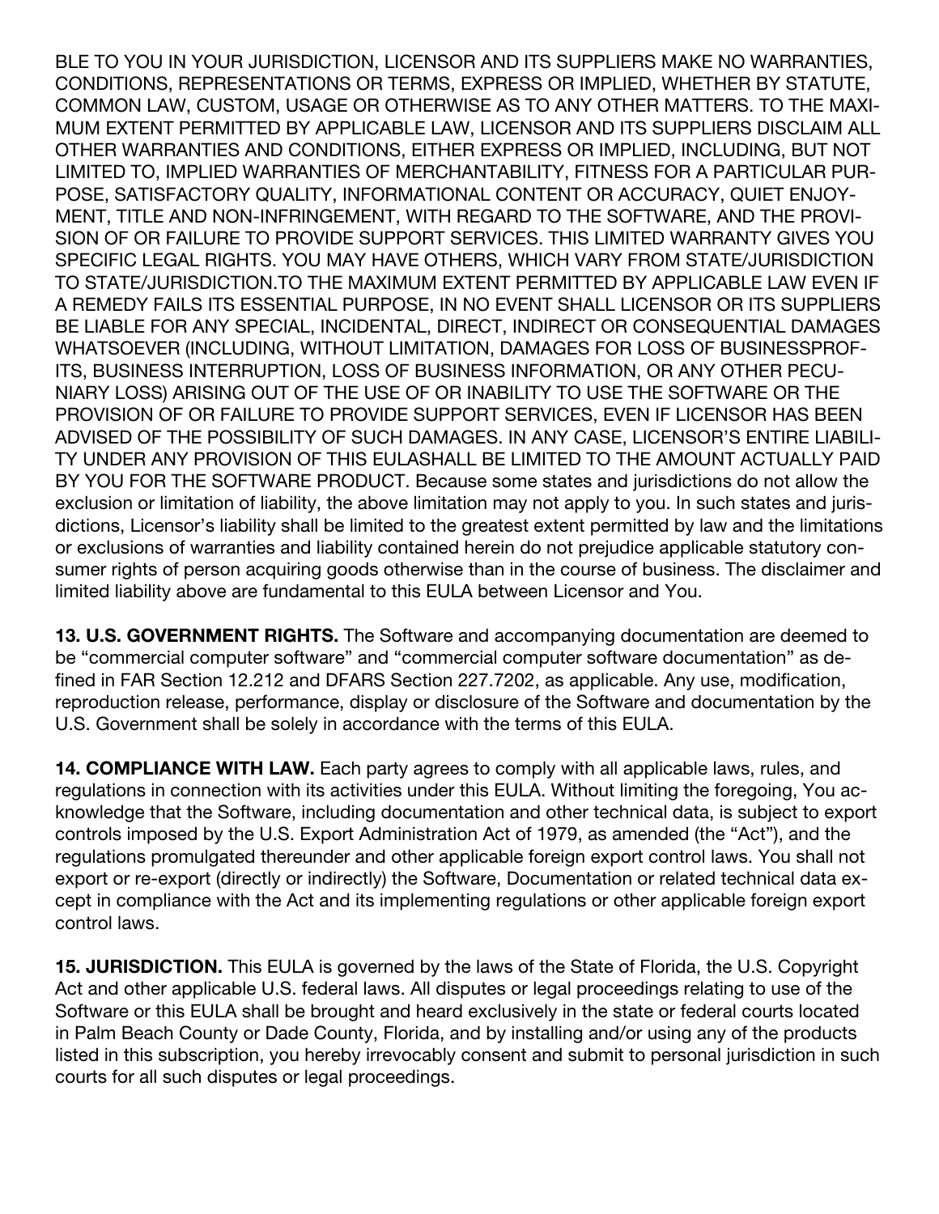BLE TO YOU IN YOUR JURISDICTION, LICENSOR AND ITS SUPPLIERS MAKE NO WARRANTIES, CONDITIONS, REPRESENTATIONS OR TERMS, EXPRESS OR IMPLIED, WHETHER BY STATUTE, COMMON LAW, CUSTOM, USAGE OR OTHERWISE AS TO ANY OTHER MATTERS. TO THE MAXIMUM EXTENT PERMITTED BY APPLICABLE LAW, LICENSOR AND ITS SUPPLIERS DISCLAIM ALL OTHER WARRANTIES AND CONDITIONS, EITHER EXPRESS OR IMPLIED, INCLUDING, BUT NOT LIMITED TO, IMPLIED WARRANTIES OF MERCHANTABILITY, FITNESS FOR A PARTICULAR PURPOSE, SATISFACTORY QUALITY, INFORMATIONAL CONTENT OR ACCURACY, QUIET ENJOYMENT, TITLE AND NON-INFRINGEMENT, WITH REGARD TO THE SOFTWARE, AND THE PROVISION OF OR FAILURE TO PROVIDE SUPPORT SERVICES. THIS LIMITED WARRANTY GIVES YOU SPECIFIC LEGAL RIGHTS. YOU MAY HAVE OTHERS, WHICH VARY FROM STATE/JURISDICTION TO STATE/JURISDICTION.TO THE MAXIMUM EXTENT PERMITTED BY APPLICABLE LAW EVEN IF A REMEDY FAILS ITS ESSENTIAL PURPOSE, IN NO EVENT SHALL LICENSOR OR ITS SUPPLIERS BE LIABLE FOR ANY SPECIAL, INCIDENTAL, DIRECT, INDIRECT OR CONSEQUENTIAL DAMAGES WHATSOEVER (INCLUDING, WITHOUT LIMITATION, DAMAGES FOR LOSS OF BUSINESSPROFITS, BUSINESS INTERRUPTION, LOSS OF BUSINESS INFORMATION, OR ANY OTHER PECUNIARY LOSS) ARISING OUT OF THE USE OF OR INABILITY TO USE THE SOFTWARE OR THE PROVISION OF OR FAILURE TO PROVIDE SUPPORT SERVICES, EVEN IF LICENSOR HAS BEEN ADVISED OF THE POSSIBILITY OF SUCH DAMAGES. IN ANY CASE, LICENSOR'S ENTIRE LIABILITY UNDER ANY PROVISION OF THIS EULASHALL BE LIMITED TO THE AMOUNT ACTUALLY PAID BY YOU FOR THE SOFTWARE PRODUCT. Because some states and jurisdictions do not allow the exclusion or limitation of liability, the above limitation may not apply to you. In such states and jurisdictions, Licensor's liability shall be limited to the greatest extent permitted by law and the limitations or exclusions of warranties and liability contained herein do not prejudice applicable statutory consumer rights of person acquiring goods otherwise than in the course of business. The disclaimer and limited liability above are fundamental to this EULA between Licensor and You.

**13. U.S. GOVERNMENT RIGHTS.** The Software and accompanying documentation are deemed to be "commercial computer software" and "commercial computer software documentation" as defined in FAR Section 12.212 and DFARS Section 227.7202, as applicable. Any use, modification, reproduction release, performance, display or disclosure of the Software and documentation by the U.S. Government shall be solely in accordance with the terms of this EULA.

**14. COMPLIANCE WITH LAW.** Each party agrees to comply with all applicable laws, rules, and regulations in connection with its activities under this EULA. Without limiting the foregoing, You acknowledge that the Software, including documentation and other technical data, is subject to export controls imposed by the U.S. Export Administration Act of 1979, as amended (the "Act"), and the regulations promulgated thereunder and other applicable foreign export control laws. You shall not export or re-export (directly or indirectly) the Software, Documentation or related technical data except in compliance with the Act and its implementing regulations or other applicable foreign export control laws.

**15. JURISDICTION.** This EULA is governed by the laws of the State of Florida, the U.S. Copyright Act and other applicable U.S. federal laws. All disputes or legal proceedings relating to use of the Software or this EULA shall be brought and heard exclusively in the state or federal courts located in Palm Beach County or Dade County, Florida, and by installing and/or using any of the products listed in this subscription, you hereby irrevocably consent and submit to personal jurisdiction in such courts for all such disputes or legal proceedings.